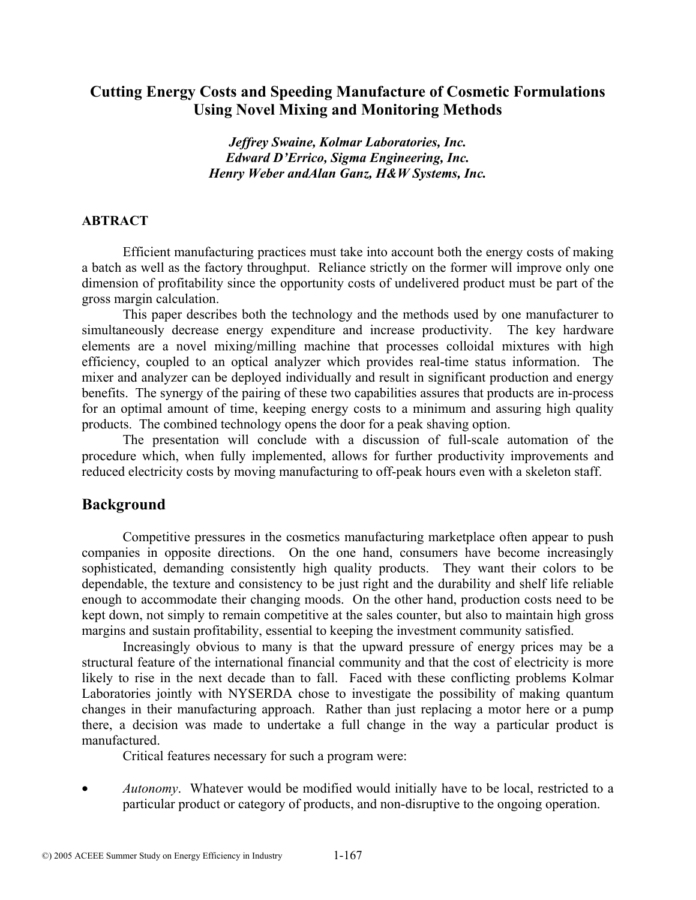# Cutting Energy Costs and Speeding Manufacture of Cosmetic Formulations Using Novel Mixing and Monitoring Methods

***Jeffrey Swaine, Kolmar Laboratories, Inc.***
***Edward D'Errico, Sigma Engineering, Inc.***
***Henry Weber andAlan Ganz, H&W Systems, Inc.***

### ABTRACT

Efficient manufacturing practices must take into account both the energy costs of making a batch as well as the factory throughput. Reliance strictly on the former will improve only one dimension of profitability since the opportunity costs of undelivered product must be part of the gross margin calculation.

This paper describes both the technology and the methods used by one manufacturer to simultaneously decrease energy expenditure and increase productivity. The key hardware elements are a novel mixing/milling machine that processes colloidal mixtures with high efficiency, coupled to an optical analyzer which provides real-time status information. The mixer and analyzer can be deployed individually and result in significant production and energy benefits. The synergy of the pairing of these two capabilities assures that products are in-process for an optimal amount of time, keeping energy costs to a minimum and assuring high quality products. The combined technology opens the door for a peak shaving option.

The presentation will conclude with a discussion of full-scale automation of the procedure which, when fully implemented, allows for further productivity improvements and reduced electricity costs by moving manufacturing to off-peak hours even with a skeleton staff.

## Background

Competitive pressures in the cosmetics manufacturing marketplace often appear to push companies in opposite directions. On the one hand, consumers have become increasingly sophisticated, demanding consistently high quality products. They want their colors to be dependable, the texture and consistency to be just right and the durability and shelf life reliable enough to accommodate their changing moods. On the other hand, production costs need to be kept down, not simply to remain competitive at the sales counter, but also to maintain high gross margins and sustain profitability, essential to keeping the investment community satisfied.

Increasingly obvious to many is that the upward pressure of energy prices may be a structural feature of the international financial community and that the cost of electricity is more likely to rise in the next decade than to fall. Faced with these conflicting problems Kolmar Laboratories jointly with NYSERDA chose to investigate the possibility of making quantum changes in their manufacturing approach. Rather than just replacing a motor here or a pump there, a decision was made to undertake a full change in the way a particular product is manufactured.

Critical features necessary for such a program were:

- *Autonomy*. Whatever would be modified would initially have to be local, restricted to a particular product or category of products, and non-disruptive to the ongoing operation.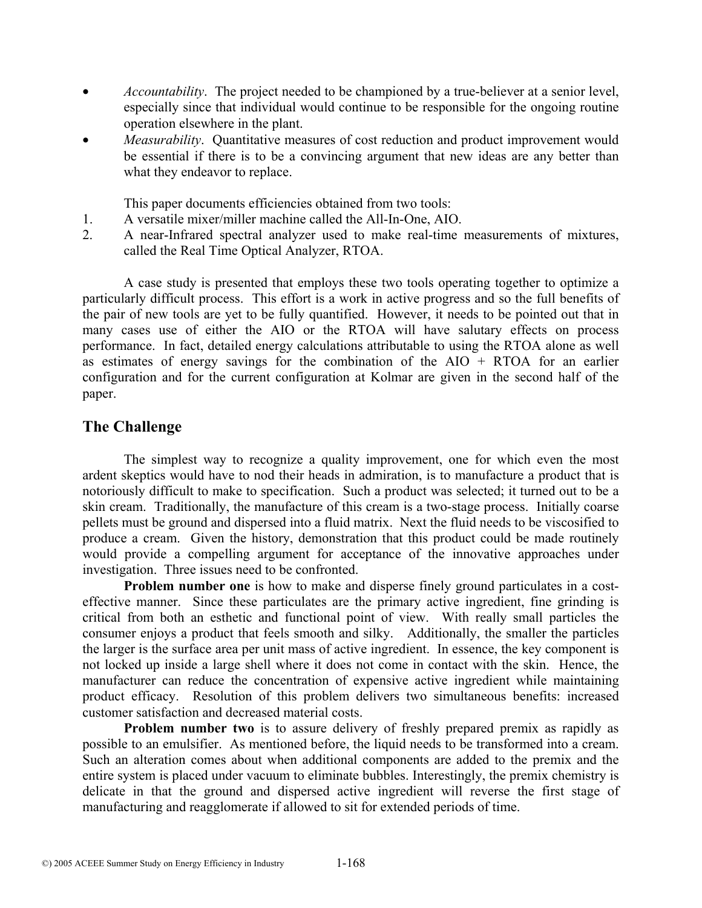- *Accountability*. The project needed to be championed by a true-believer at a senior level, especially since that individual would continue to be responsible for the ongoing routine operation elsewhere in the plant.
- *Measurability*. Quantitative measures of cost reduction and product improvement would be essential if there is to be a convincing argument that new ideas are any better than what they endeavor to replace.

This paper documents efficiencies obtained from two tools:

1. A versatile mixer/miller machine called the All-In-One, AIO.
2. A near-Infrared spectral analyzer used to make real-time measurements of mixtures, called the Real Time Optical Analyzer, RTOA.

A case study is presented that employs these two tools operating together to optimize a particularly difficult process. This effort is a work in active progress and so the full benefits of the pair of new tools are yet to be fully quantified. However, it needs to be pointed out that in many cases use of either the AIO or the RTOA will have salutary effects on process performance. In fact, detailed energy calculations attributable to using the RTOA alone as well as estimates of energy savings for the combination of the AIO + RTOA for an earlier configuration and for the current configuration at Kolmar are given in the second half of the paper.

## The Challenge

The simplest way to recognize a quality improvement, one for which even the most ardent skeptics would have to nod their heads in admiration, is to manufacture a product that is notoriously difficult to make to specification. Such a product was selected; it turned out to be a skin cream. Traditionally, the manufacture of this cream is a two-stage process. Initially coarse pellets must be ground and dispersed into a fluid matrix. Next the fluid needs to be viscosified to produce a cream. Given the history, demonstration that this product could be made routinely would provide a compelling argument for acceptance of the innovative approaches under investigation. Three issues need to be confronted.

**Problem number one** is how to make and disperse finely ground particulates in a cost-effective manner. Since these particulates are the primary active ingredient, fine grinding is critical from both an esthetic and functional point of view. With really small particles the consumer enjoys a product that feels smooth and silky. Additionally, the smaller the particles the larger is the surface area per unit mass of active ingredient. In essence, the key component is not locked up inside a large shell where it does not come in contact with the skin. Hence, the manufacturer can reduce the concentration of expensive active ingredient while maintaining product efficacy. Resolution of this problem delivers two simultaneous benefits: increased customer satisfaction and decreased material costs.

**Problem number two** is to assure delivery of freshly prepared premix as rapidly as possible to an emulsifier. As mentioned before, the liquid needs to be transformed into a cream. Such an alteration comes about when additional components are added to the premix and the entire system is placed under vacuum to eliminate bubbles. Interestingly, the premix chemistry is delicate in that the ground and dispersed active ingredient will reverse the first stage of manufacturing and reagglomerate if allowed to sit for extended periods of time.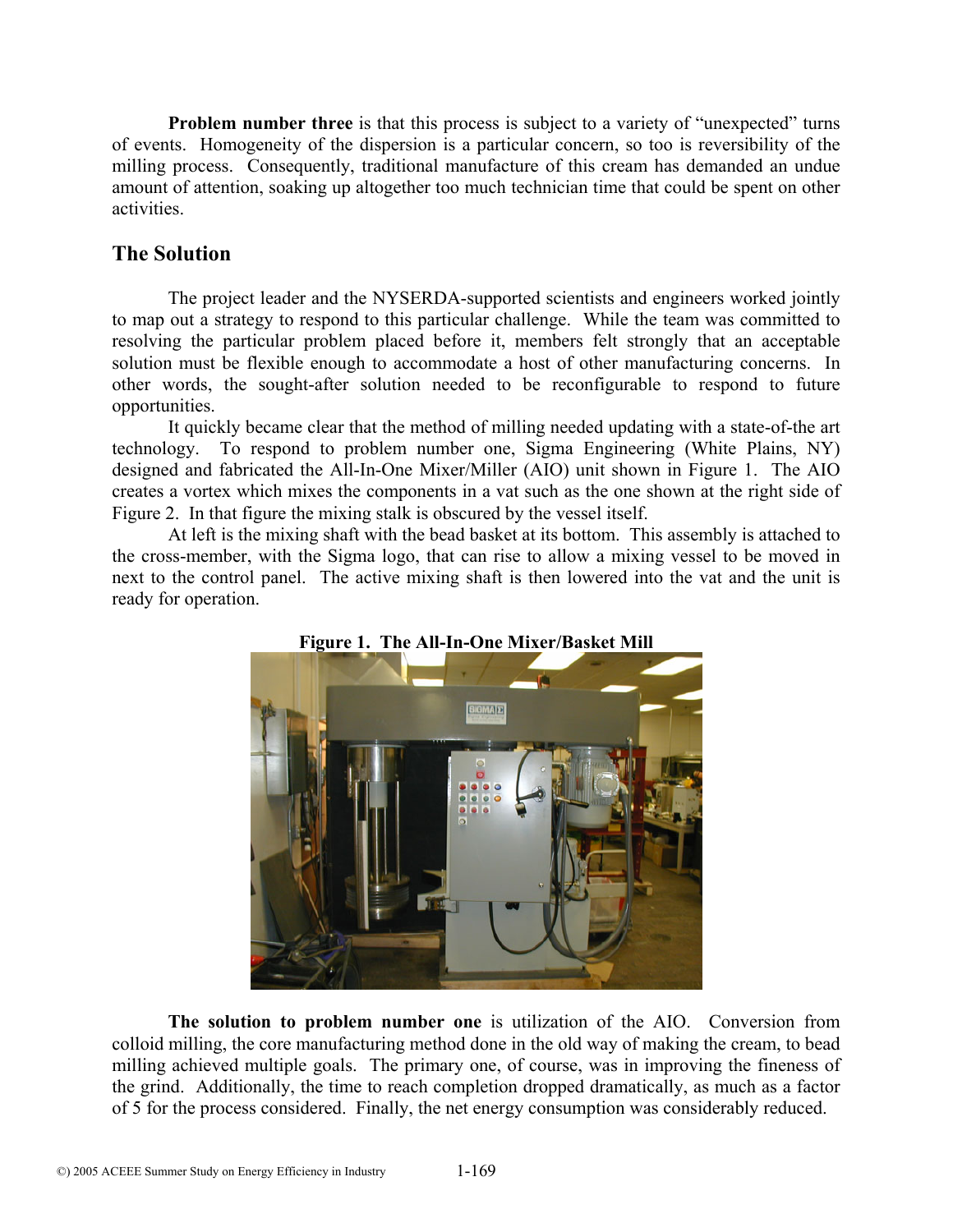**Problem number three** is that this process is subject to a variety of "unexpected" turns of events. Homogeneity of the dispersion is a particular concern, so too is reversibility of the milling process. Consequently, traditional manufacture of this cream has demanded an undue amount of attention, soaking up altogether too much technician time that could be spent on other activities.

## The Solution

The project leader and the NYSERDA-supported scientists and engineers worked jointly to map out a strategy to respond to this particular challenge. While the team was committed to resolving the particular problem placed before it, members felt strongly that an acceptable solution must be flexible enough to accommodate a host of other manufacturing concerns. In other words, the sought-after solution needed to be reconfigurable to respond to future opportunities.

It quickly became clear that the method of milling needed updating with a state-of-the art technology. To respond to problem number one, Sigma Engineering (White Plains, NY) designed and fabricated the All-In-One Mixer/Miller (AIO) unit shown in Figure 1. The AIO creates a vortex which mixes the components in a vat such as the one shown at the right side of Figure 2. In that figure the mixing stalk is obscured by the vessel itself.

At left is the mixing shaft with the bead basket at its bottom. This assembly is attached to the cross-member, with the Sigma logo, that can rise to allow a mixing vessel to be moved in next to the control panel. The active mixing shaft is then lowered into the vat and the unit is ready for operation.

**Figure 1. The All-In-One Mixer/Basket Mill**

**The solution to problem number one** is utilization of the AIO. Conversion from colloid milling, the core manufacturing method done in the old way of making the cream, to bead milling achieved multiple goals. The primary one, of course, was in improving the fineness of the grind. Additionally, the time to reach completion dropped dramatically, as much as a factor of 5 for the process considered. Finally, the net energy consumption was considerably reduced.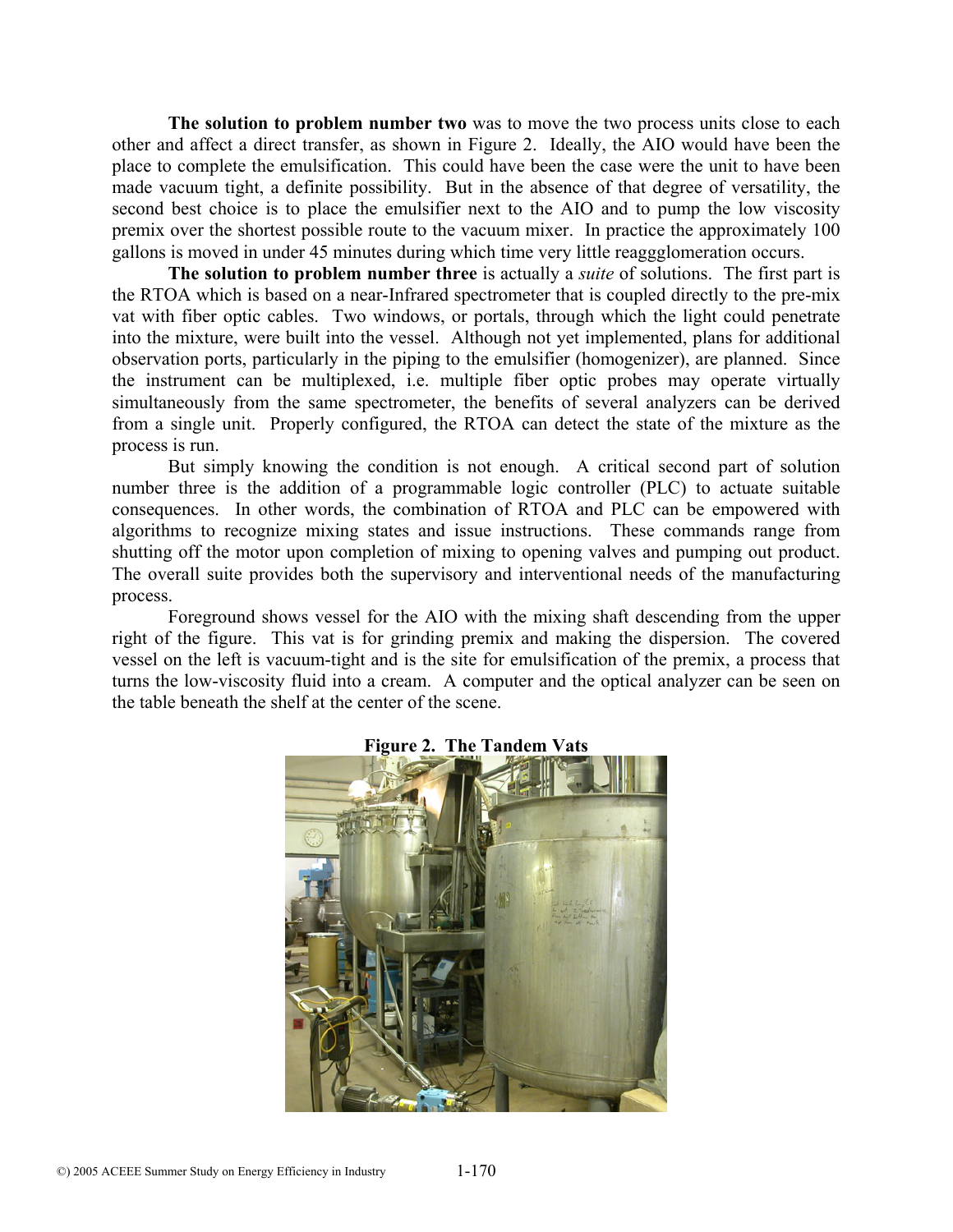**The solution to problem number two** was to move the two process units close to each other and affect a direct transfer, as shown in Figure 2. Ideally, the AIO would have been the place to complete the emulsification. This could have been the case were the unit to have been made vacuum tight, a definite possibility. But in the absence of that degree of versatility, the second best choice is to place the emulsifier next to the AIO and to pump the low viscosity premix over the shortest possible route to the vacuum mixer. In practice the approximately 100 gallons is moved in under 45 minutes during which time very little reaggglomeration occurs.

**The solution to problem number three** is actually a *suite* of solutions. The first part is the RTOA which is based on a near-Infrared spectrometer that is coupled directly to the pre-mix vat with fiber optic cables. Two windows, or portals, through which the light could penetrate into the mixture, were built into the vessel. Although not yet implemented, plans for additional observation ports, particularly in the piping to the emulsifier (homogenizer), are planned. Since the instrument can be multiplexed, i.e. multiple fiber optic probes may operate virtually simultaneously from the same spectrometer, the benefits of several analyzers can be derived from a single unit. Properly configured, the RTOA can detect the state of the mixture as the process is run.

But simply knowing the condition is not enough. A critical second part of solution number three is the addition of a programmable logic controller (PLC) to actuate suitable consequences. In other words, the combination of RTOA and PLC can be empowered with algorithms to recognize mixing states and issue instructions. These commands range from shutting off the motor upon completion of mixing to opening valves and pumping out product. The overall suite provides both the supervisory and interventional needs of the manufacturing process.

Foreground shows vessel for the AIO with the mixing shaft descending from the upper right of the figure. This vat is for grinding premix and making the dispersion. The covered vessel on the left is vacuum-tight and is the site for emulsification of the premix, a process that turns the low-viscosity fluid into a cream. A computer and the optical analyzer can be seen on the table beneath the shelf at the center of the scene.

**Figure 2. The Tandem Vats**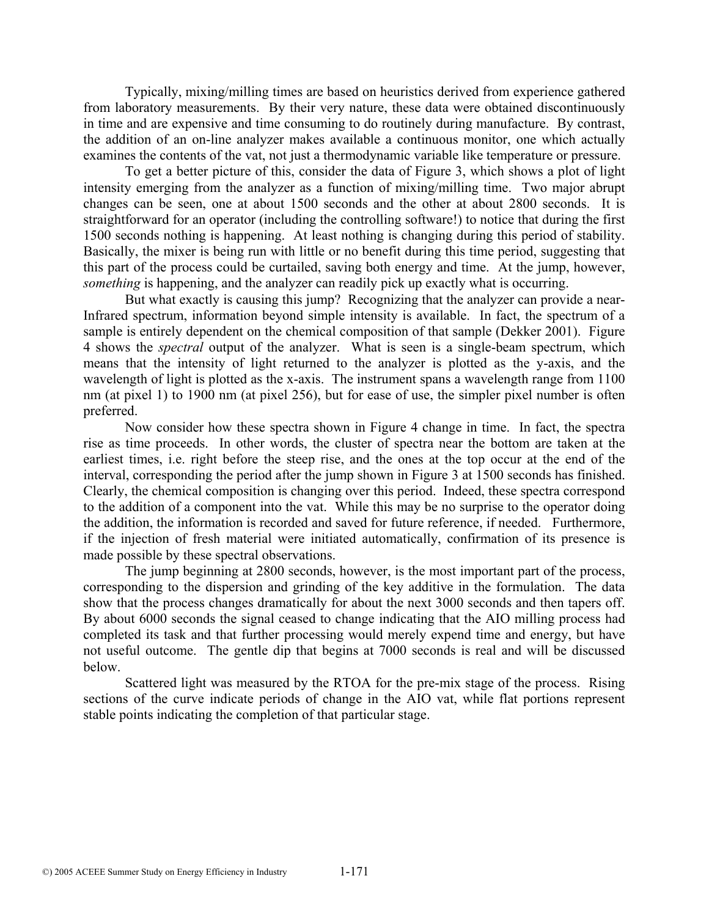Typically, mixing/milling times are based on heuristics derived from experience gathered from laboratory measurements. By their very nature, these data were obtained discontinuously in time and are expensive and time consuming to do routinely during manufacture. By contrast, the addition of an on-line analyzer makes available a continuous monitor, one which actually examines the contents of the vat, not just a thermodynamic variable like temperature or pressure.

To get a better picture of this, consider the data of Figure 3, which shows a plot of light intensity emerging from the analyzer as a function of mixing/milling time. Two major abrupt changes can be seen, one at about 1500 seconds and the other at about 2800 seconds. It is straightforward for an operator (including the controlling software!) to notice that during the first 1500 seconds nothing is happening. At least nothing is changing during this period of stability. Basically, the mixer is being run with little or no benefit during this time period, suggesting that this part of the process could be curtailed, saving both energy and time. At the jump, however, *something* is happening, and the analyzer can readily pick up exactly what is occurring.

But what exactly is causing this jump? Recognizing that the analyzer can provide a near-Infrared spectrum, information beyond simple intensity is available. In fact, the spectrum of a sample is entirely dependent on the chemical composition of that sample (Dekker 2001). Figure 4 shows the *spectral* output of the analyzer. What is seen is a single-beam spectrum, which means that the intensity of light returned to the analyzer is plotted as the y-axis, and the wavelength of light is plotted as the x-axis. The instrument spans a wavelength range from 1100 nm (at pixel 1) to 1900 nm (at pixel 256), but for ease of use, the simpler pixel number is often preferred.

Now consider how these spectra shown in Figure 4 change in time. In fact, the spectra rise as time proceeds. In other words, the cluster of spectra near the bottom are taken at the earliest times, i.e. right before the steep rise, and the ones at the top occur at the end of the interval, corresponding the period after the jump shown in Figure 3 at 1500 seconds has finished. Clearly, the chemical composition is changing over this period. Indeed, these spectra correspond to the addition of a component into the vat. While this may be no surprise to the operator doing the addition, the information is recorded and saved for future reference, if needed. Furthermore, if the injection of fresh material were initiated automatically, confirmation of its presence is made possible by these spectral observations.

The jump beginning at 2800 seconds, however, is the most important part of the process, corresponding to the dispersion and grinding of the key additive in the formulation. The data show that the process changes dramatically for about the next 3000 seconds and then tapers off. By about 6000 seconds the signal ceased to change indicating that the AIO milling process had completed its task and that further processing would merely expend time and energy, but have not useful outcome. The gentle dip that begins at 7000 seconds is real and will be discussed below.

Scattered light was measured by the RTOA for the pre-mix stage of the process. Rising sections of the curve indicate periods of change in the AIO vat, while flat portions represent stable points indicating the completion of that particular stage.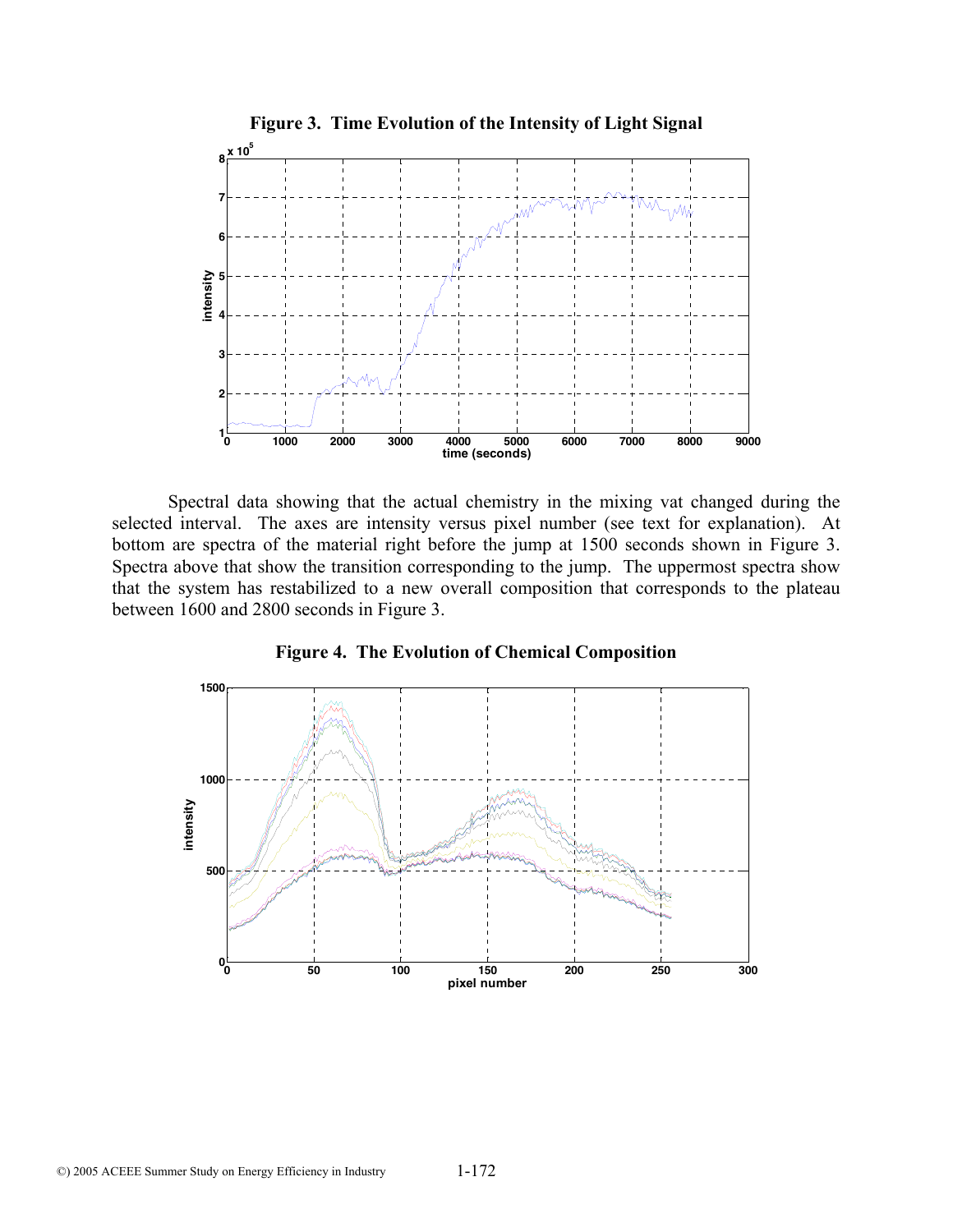**Figure 3. Time Evolution of the Intensity of Light Signal**

Spectral data showing that the actual chemistry in the mixing vat changed during the selected interval. The axes are intensity versus pixel number (see text for explanation). At bottom are spectra of the material right before the jump at 1500 seconds shown in Figure 3. Spectra above that show the transition corresponding to the jump. The uppermost spectra show that the system has restabilized to a new overall composition that corresponds to the plateau between 1600 and 2800 seconds in Figure 3.

**Figure 4. The Evolution of Chemical Composition**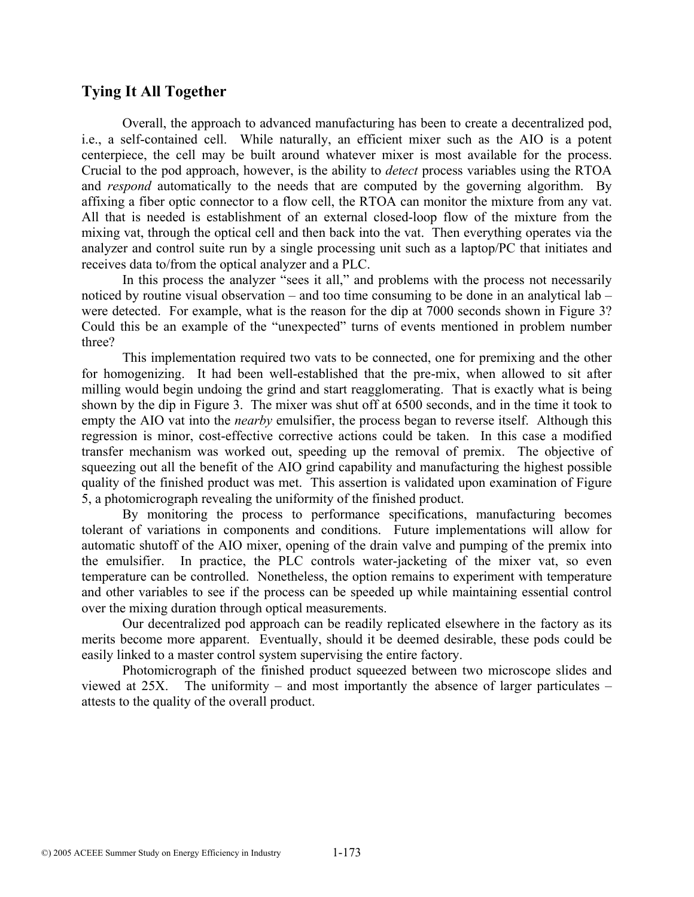## Tying It All Together

Overall, the approach to advanced manufacturing has been to create a decentralized pod, i.e., a self-contained cell. While naturally, an efficient mixer such as the AIO is a potent centerpiece, the cell may be built around whatever mixer is most available for the process. Crucial to the pod approach, however, is the ability to *detect* process variables using the RTOA and *respond* automatically to the needs that are computed by the governing algorithm. By affixing a fiber optic connector to a flow cell, the RTOA can monitor the mixture from any vat. All that is needed is establishment of an external closed-loop flow of the mixture from the mixing vat, through the optical cell and then back into the vat. Then everything operates via the analyzer and control suite run by a single processing unit such as a laptop/PC that initiates and receives data to/from the optical analyzer and a PLC.

In this process the analyzer "sees it all," and problems with the process not necessarily noticed by routine visual observation – and too time consuming to be done in an analytical lab – were detected. For example, what is the reason for the dip at 7000 seconds shown in Figure 3? Could this be an example of the "unexpected" turns of events mentioned in problem number three?

This implementation required two vats to be connected, one for premixing and the other for homogenizing. It had been well-established that the pre-mix, when allowed to sit after milling would begin undoing the grind and start reagglomerating. That is exactly what is being shown by the dip in Figure 3. The mixer was shut off at 6500 seconds, and in the time it took to empty the AIO vat into the *nearby* emulsifier, the process began to reverse itself. Although this regression is minor, cost-effective corrective actions could be taken. In this case a modified transfer mechanism was worked out, speeding up the removal of premix. The objective of squeezing out all the benefit of the AIO grind capability and manufacturing the highest possible quality of the finished product was met. This assertion is validated upon examination of Figure 5, a photomicrograph revealing the uniformity of the finished product.

By monitoring the process to performance specifications, manufacturing becomes tolerant of variations in components and conditions. Future implementations will allow for automatic shutoff of the AIO mixer, opening of the drain valve and pumping of the premix into the emulsifier. In practice, the PLC controls water-jacketing of the mixer vat, so even temperature can be controlled. Nonetheless, the option remains to experiment with temperature and other variables to see if the process can be speeded up while maintaining essential control over the mixing duration through optical measurements.

Our decentralized pod approach can be readily replicated elsewhere in the factory as its merits become more apparent. Eventually, should it be deemed desirable, these pods could be easily linked to a master control system supervising the entire factory.

Photomicrograph of the finished product squeezed between two microscope slides and viewed at 25X. The uniformity – and most importantly the absence of larger particulates – attests to the quality of the overall product.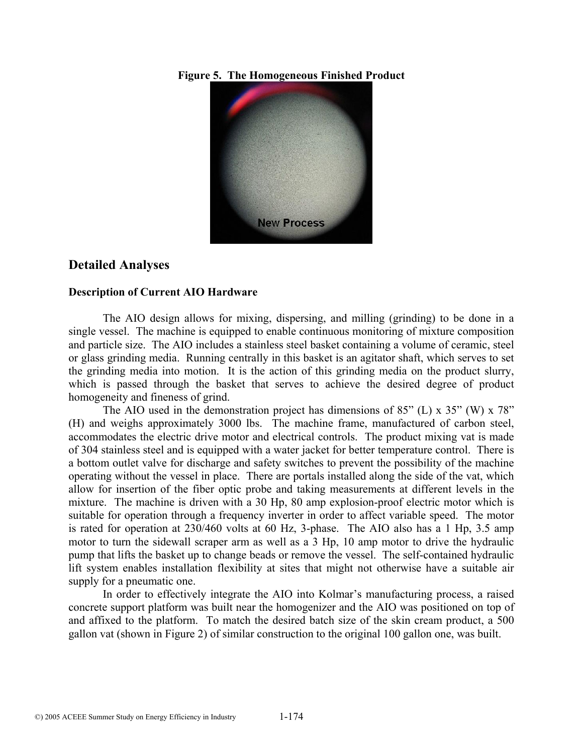**Figure 5. The Homogeneous Finished Product**

## Detailed Analyses

### Description of Current AIO Hardware

The AIO design allows for mixing, dispersing, and milling (grinding) to be done in a single vessel. The machine is equipped to enable continuous monitoring of mixture composition and particle size. The AIO includes a stainless steel basket containing a volume of ceramic, steel or glass grinding media. Running centrally in this basket is an agitator shaft, which serves to set the grinding media into motion. It is the action of this grinding media on the product slurry, which is passed through the basket that serves to achieve the desired degree of product homogeneity and fineness of grind.

The AIO used in the demonstration project has dimensions of 85" (L) x 35" (W) x 78" (H) and weighs approximately 3000 lbs. The machine frame, manufactured of carbon steel, accommodates the electric drive motor and electrical controls. The product mixing vat is made of 304 stainless steel and is equipped with a water jacket for better temperature control. There is a bottom outlet valve for discharge and safety switches to prevent the possibility of the machine operating without the vessel in place. There are portals installed along the side of the vat, which allow for insertion of the fiber optic probe and taking measurements at different levels in the mixture. The machine is driven with a 30 Hp, 80 amp explosion-proof electric motor which is suitable for operation through a frequency inverter in order to affect variable speed. The motor is rated for operation at 230/460 volts at 60 Hz, 3-phase. The AIO also has a 1 Hp, 3.5 amp motor to turn the sidewall scraper arm as well as a 3 Hp, 10 amp motor to drive the hydraulic pump that lifts the basket up to change beads or remove the vessel. The self-contained hydraulic lift system enables installation flexibility at sites that might not otherwise have a suitable air supply for a pneumatic one.

In order to effectively integrate the AIO into Kolmar's manufacturing process, a raised concrete support platform was built near the homogenizer and the AIO was positioned on top of and affixed to the platform. To match the desired batch size of the skin cream product, a 500 gallon vat (shown in Figure 2) of similar construction to the original 100 gallon one, was built.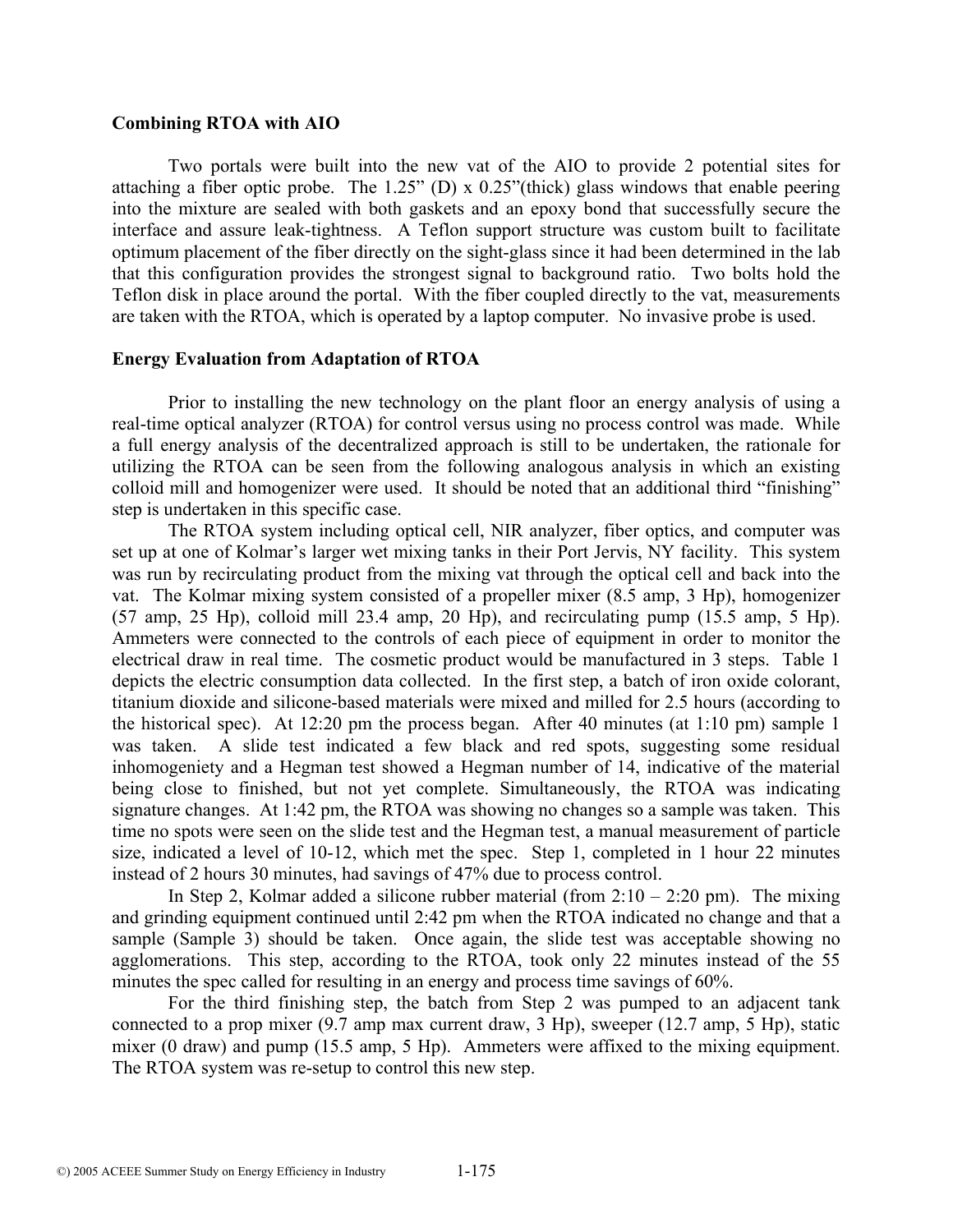**Combining RTOA with AIO**

Two portals were built into the new vat of the AIO to provide 2 potential sites for attaching a fiber optic probe. The 1.25" (D) x 0.25"(thick) glass windows that enable peering into the mixture are sealed with both gaskets and an epoxy bond that successfully secure the interface and assure leak-tightness. A Teflon support structure was custom built to facilitate optimum placement of the fiber directly on the sight-glass since it had been determined in the lab that this configuration provides the strongest signal to background ratio. Two bolts hold the Teflon disk in place around the portal. With the fiber coupled directly to the vat, measurements are taken with the RTOA, which is operated by a laptop computer. No invasive probe is used.

**Energy Evaluation from Adaptation of RTOA**

Prior to installing the new technology on the plant floor an energy analysis of using a real-time optical analyzer (RTOA) for control versus using no process control was made. While a full energy analysis of the decentralized approach is still to be undertaken, the rationale for utilizing the RTOA can be seen from the following analogous analysis in which an existing colloid mill and homogenizer were used. It should be noted that an additional third "finishing" step is undertaken in this specific case.

The RTOA system including optical cell, NIR analyzer, fiber optics, and computer was set up at one of Kolmar's larger wet mixing tanks in their Port Jervis, NY facility. This system was run by recirculating product from the mixing vat through the optical cell and back into the vat. The Kolmar mixing system consisted of a propeller mixer (8.5 amp, 3 Hp), homogenizer (57 amp, 25 Hp), colloid mill 23.4 amp, 20 Hp), and recirculating pump (15.5 amp, 5 Hp). Ammeters were connected to the controls of each piece of equipment in order to monitor the electrical draw in real time. The cosmetic product would be manufactured in 3 steps. Table 1 depicts the electric consumption data collected. In the first step, a batch of iron oxide colorant, titanium dioxide and silicone-based materials were mixed and milled for 2.5 hours (according to the historical spec). At 12:20 pm the process began. After 40 minutes (at 1:10 pm) sample 1 was taken. A slide test indicated a few black and red spots, suggesting some residual inhomogeniety and a Hegman test showed a Hegman number of 14, indicative of the material being close to finished, but not yet complete. Simultaneously, the RTOA was indicating signature changes. At 1:42 pm, the RTOA was showing no changes so a sample was taken. This time no spots were seen on the slide test and the Hegman test, a manual measurement of particle size, indicated a level of 10-12, which met the spec. Step 1, completed in 1 hour 22 minutes instead of 2 hours 30 minutes, had savings of 47% due to process control.

In Step 2, Kolmar added a silicone rubber material (from 2:10 – 2:20 pm). The mixing and grinding equipment continued until 2:42 pm when the RTOA indicated no change and that a sample (Sample 3) should be taken. Once again, the slide test was acceptable showing no agglomerations. This step, according to the RTOA, took only 22 minutes instead of the 55 minutes the spec called for resulting in an energy and process time savings of 60%.

For the third finishing step, the batch from Step 2 was pumped to an adjacent tank connected to a prop mixer (9.7 amp max current draw, 3 Hp), sweeper (12.7 amp, 5 Hp), static mixer (0 draw) and pump (15.5 amp, 5 Hp). Ammeters were affixed to the mixing equipment. The RTOA system was re-setup to control this new step.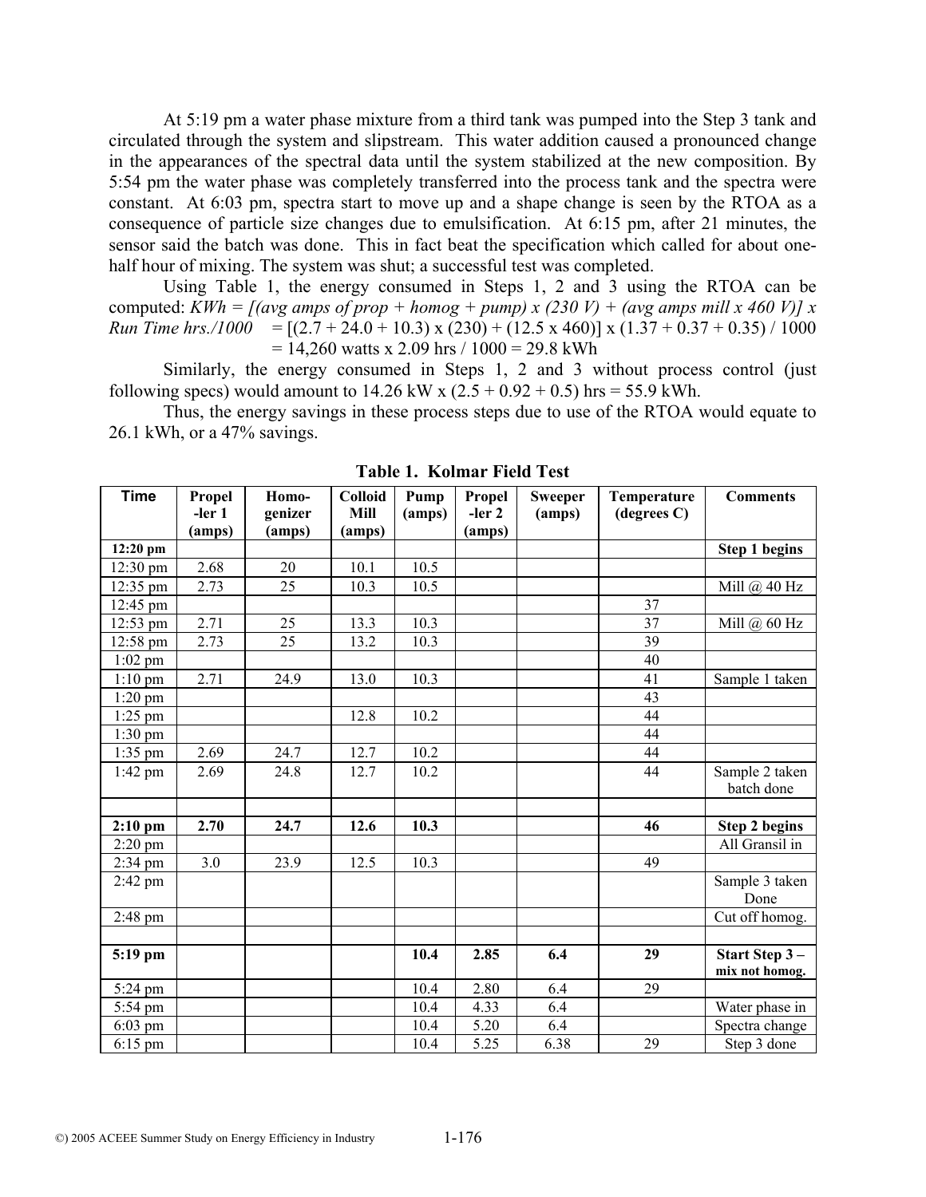At 5:19 pm a water phase mixture from a third tank was pumped into the Step 3 tank and circulated through the system and slipstream. This water addition caused a pronounced change in the appearances of the spectral data until the system stabilized at the new composition. By 5:54 pm the water phase was completely transferred into the process tank and the spectra were constant. At 6:03 pm, spectra start to move up and a shape change is seen by the RTOA as a consequence of particle size changes due to emulsification. At 6:15 pm, after 21 minutes, the sensor said the batch was done. This in fact beat the specification which called for about one-half hour of mixing. The system was shut; a successful test was completed.

Using Table 1, the energy consumed in Steps 1, 2 and 3 using the RTOA can be computed: *KWh = [(avg amps of prop + homog + pump) x (230 V) + (avg amps mill x 460 V)] x Run Time hrs./1000* = [(2.7 + 24.0 + 10.3) x (230) + (12.5 x 460)] x (1.37 + 0.37 + 0.35) / 1000 = 14,260 watts x 2.09 hrs / 1000 = 29.8 kWh

Similarly, the energy consumed in Steps 1, 2 and 3 without process control (just following specs) would amount to 14.26 kW x (2.5 + 0.92 + 0.5) hrs = 55.9 kWh.

Thus, the energy savings in these process steps due to use of the RTOA would equate to 26.1 kWh, or a 47% savings.

**Table 1. Kolmar Field Test**

| Time | Propeller 1 (amps) | Homogenizer (amps) | Colloid Mill (amps) | Pump (amps) | Propeller 2 (amps) | Sweeper (amps) | Temperature (degrees C) | Comments |
|---|---|---|---|---|---|---|---|---|
| **12:20 pm** | | | | | | | | **Step 1 begins** |
| 12:30 pm | 2.68 | 20 | 10.1 | 10.5 | | | | |
| 12:35 pm | 2.73 | 25 | 10.3 | 10.5 | | | | Mill @ 40 Hz |
| 12:45 pm | | | | | | | 37 | |
| 12:53 pm | 2.71 | 25 | 13.3 | 10.3 | | | 37 | Mill @ 60 Hz |
| 12:58 pm | 2.73 | 25 | 13.2 | 10.3 | | | 39 | |
| 1:02 pm | | | | | | | 40 | |
| 1:10 pm | 2.71 | 24.9 | 13.0 | 10.3 | | | 41 | Sample 1 taken |
| 1:20 pm | | | | | | | 43 | |
| 1:25 pm | | | 12.8 | 10.2 | | | 44 | |
| 1:30 pm | | | | | | | 44 | |
| 1:35 pm | 2.69 | 24.7 | 12.7 | 10.2 | | | 44 | |
| 1:42 pm | 2.69 | 24.8 | 12.7 | 10.2 | | | 44 | Sample 2 taken batch done |
| | | | | | | | | |
| **2:10 pm** | **2.70** | **24.7** | **12.6** | **10.3** | | | **46** | **Step 2 begins** |
| 2:20 pm | | | | | | | | All Gransil in |
| 2:34 pm | 3.0 | 23.9 | 12.5 | 10.3 | | | 49 | |
| 2:42 pm | | | | | | | | Sample 3 taken Done |
| 2:48 pm | | | | | | | | Cut off homog. |
| | | | | | | | | |
| **5:19 pm** | | | | **10.4** | **2.85** | **6.4** | **29** | **Start Step 3 – mix not homog.** |
| 5:24 pm | | | | 10.4 | 2.80 | 6.4 | 29 | |
| 5:54 pm | | | | 10.4 | 4.33 | 6.4 | | Water phase in |
| 6:03 pm | | | | 10.4 | 5.20 | 6.4 | | Spectra change |
| 6:15 pm | | | | 10.4 | 5.25 | 6.38 | 29 | Step 3 done |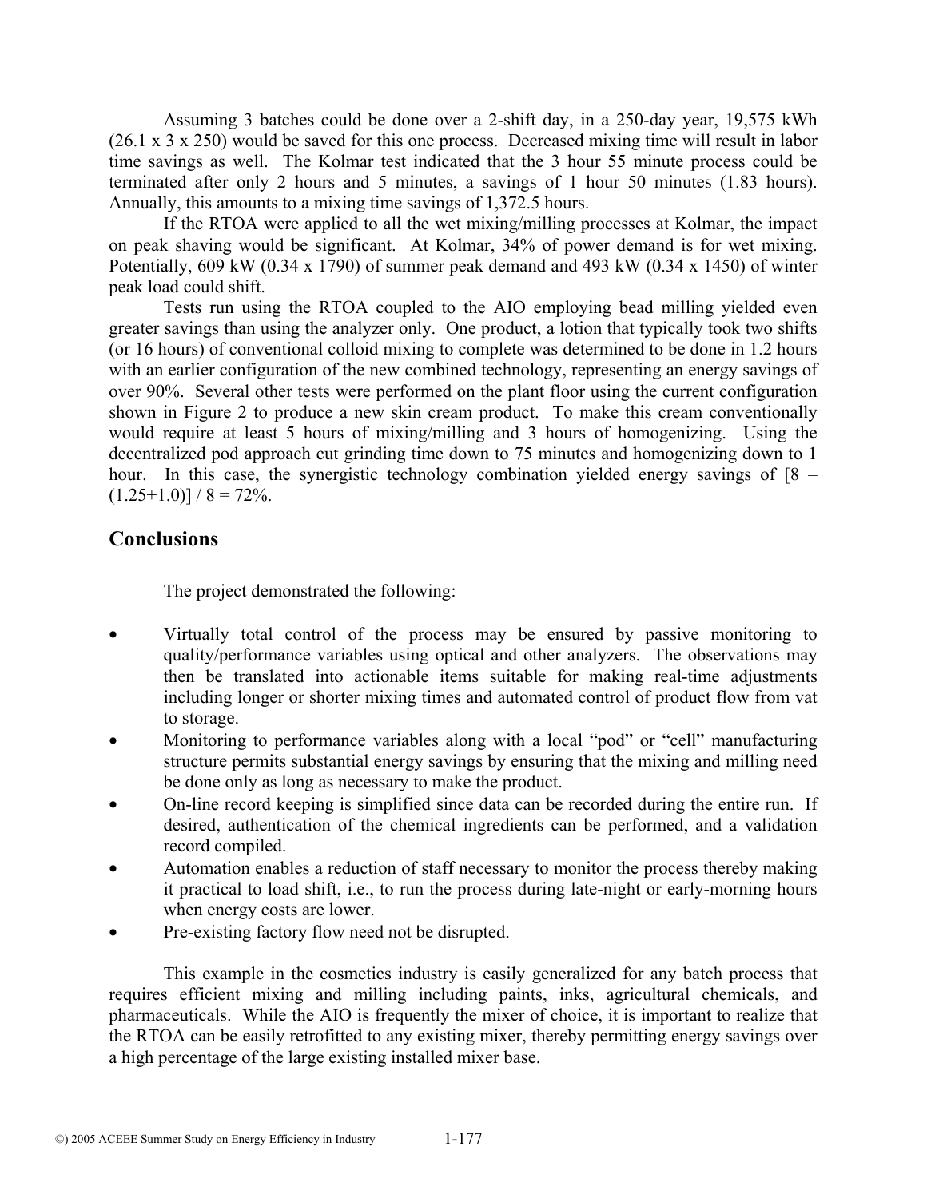Assuming 3 batches could be done over a 2-shift day, in a 250-day year, 19,575 kWh (26.1 x 3 x 250) would be saved for this one process. Decreased mixing time will result in labor time savings as well. The Kolmar test indicated that the 3 hour 55 minute process could be terminated after only 2 hours and 5 minutes, a savings of 1 hour 50 minutes (1.83 hours). Annually, this amounts to a mixing time savings of 1,372.5 hours.

If the RTOA were applied to all the wet mixing/milling processes at Kolmar, the impact on peak shaving would be significant. At Kolmar, 34% of power demand is for wet mixing. Potentially, 609 kW (0.34 x 1790) of summer peak demand and 493 kW (0.34 x 1450) of winter peak load could shift.

Tests run using the RTOA coupled to the AIO employing bead milling yielded even greater savings than using the analyzer only. One product, a lotion that typically took two shifts (or 16 hours) of conventional colloid mixing to complete was determined to be done in 1.2 hours with an earlier configuration of the new combined technology, representing an energy savings of over 90%. Several other tests were performed on the plant floor using the current configuration shown in Figure 2 to produce a new skin cream product. To make this cream conventionally would require at least 5 hours of mixing/milling and 3 hours of homogenizing. Using the decentralized pod approach cut grinding time down to 75 minutes and homogenizing down to 1 hour. In this case, the synergistic technology combination yielded energy savings of $[8 - (1.25+1.0)] / 8 = 72\%$.

## Conclusions

The project demonstrated the following:

- Virtually total control of the process may be ensured by passive monitoring to quality/performance variables using optical and other analyzers. The observations may then be translated into actionable items suitable for making real-time adjustments including longer or shorter mixing times and automated control of product flow from vat to storage.
- Monitoring to performance variables along with a local "pod" or "cell" manufacturing structure permits substantial energy savings by ensuring that the mixing and milling need be done only as long as necessary to make the product.
- On-line record keeping is simplified since data can be recorded during the entire run. If desired, authentication of the chemical ingredients can be performed, and a validation record compiled.
- Automation enables a reduction of staff necessary to monitor the process thereby making it practical to load shift, i.e., to run the process during late-night or early-morning hours when energy costs are lower.
- Pre-existing factory flow need not be disrupted.

This example in the cosmetics industry is easily generalized for any batch process that requires efficient mixing and milling including paints, inks, agricultural chemicals, and pharmaceuticals. While the AIO is frequently the mixer of choice, it is important to realize that the RTOA can be easily retrofitted to any existing mixer, thereby permitting energy savings over a high percentage of the large existing installed mixer base.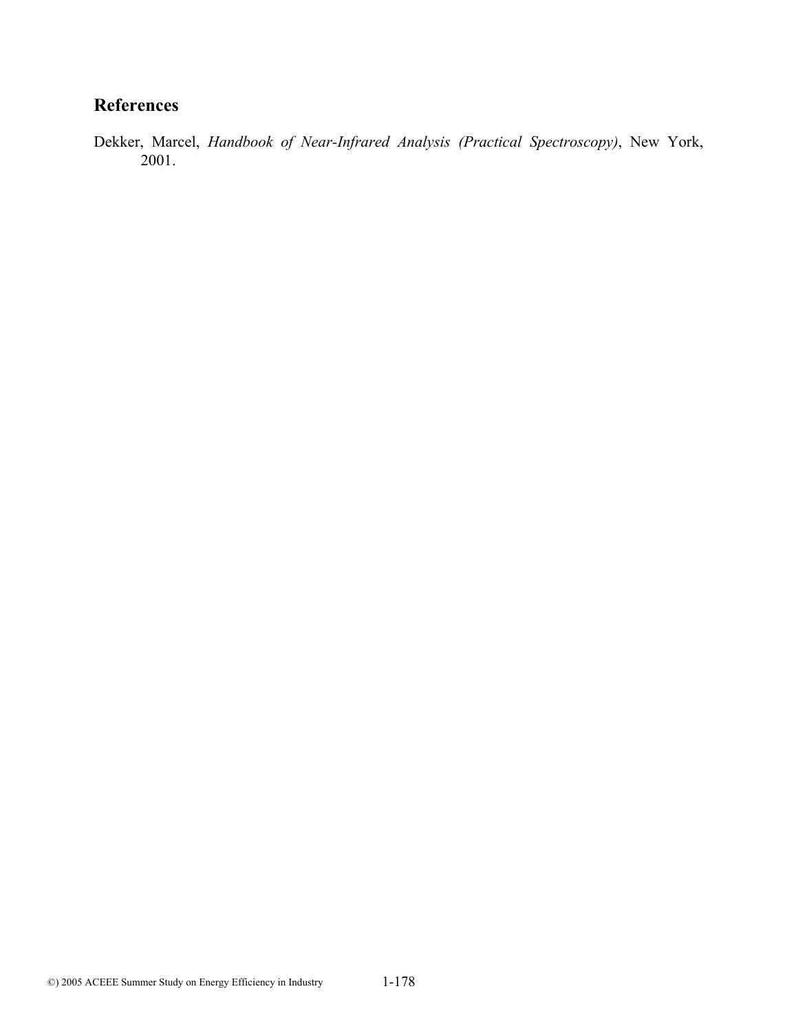## References

Dekker, Marcel, *Handbook of Near-Infrared Analysis (Practical Spectroscopy)*, New York, 2001.